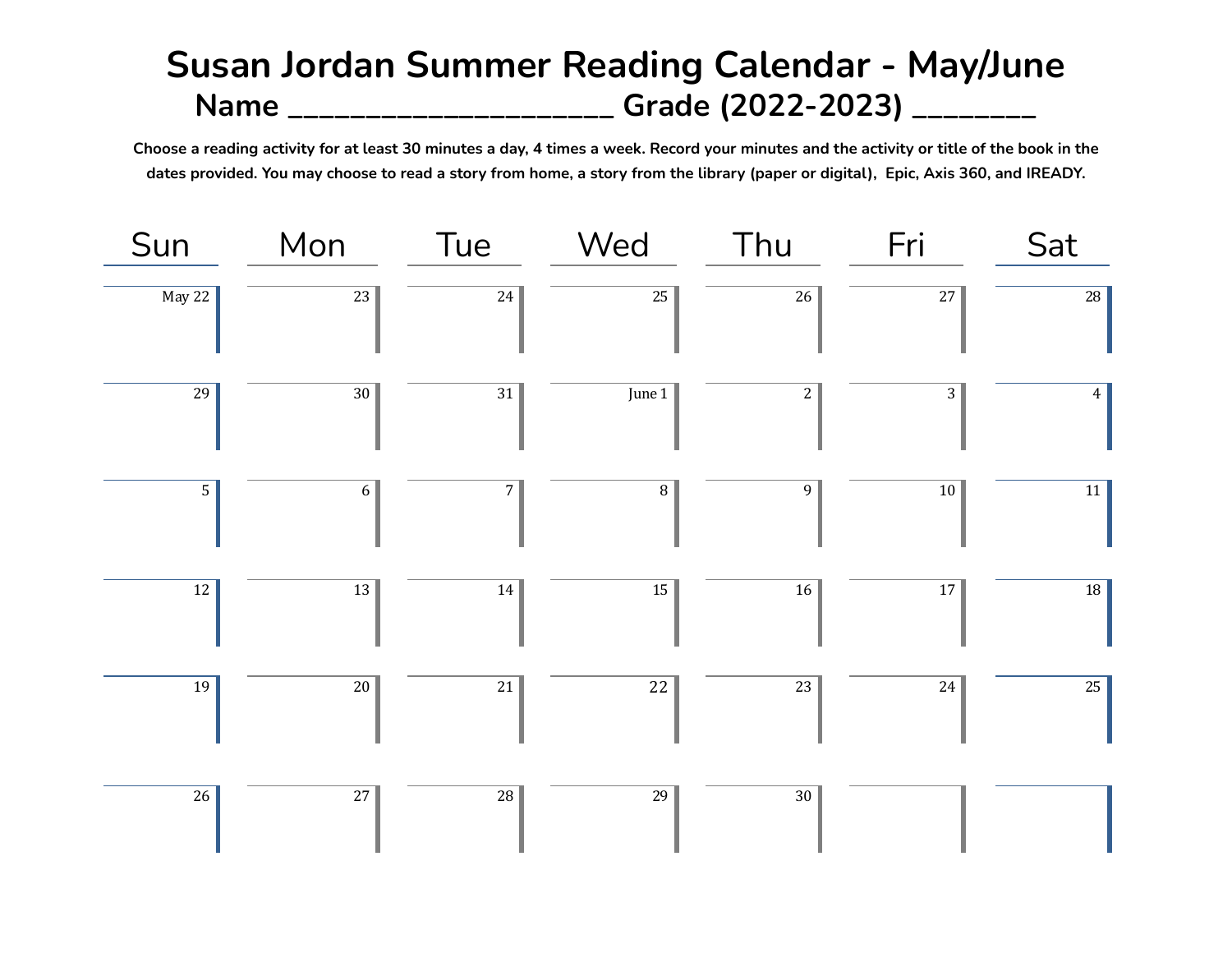# Susan Jordan Summer Reading Calendar - May/June

## Name ______________________ Grade (2022-2023) ________

**Choose a reading activity for at least 30 minutes a day, 4 times a week. Record your minutes and the activity or title of the book in the dates provided. You may choose to read a story from home, a story from the library (paper or digital), Epic, Axis 360, and IREADY.**

| Sun | Mon | Tue | Wed | Thu | Fri | Sat |
|---|---|---|---|---|---|---|
| May 22 | 23 | 24 | 25 | 26 | 27 | 28 |
| 29 | 30 | 31 | June 1 | 2 | 3 | 4 |
| 5 | 6 | 7 | 8 | 9 | 10 | 11 |
| 12 | 13 | 14 | 15 | 16 | 17 | 18 |
| 19 | 20 | 21 | 22 | 23 | 24 | 25 |
| 26 | 27 | 28 | 29 | 30 | | |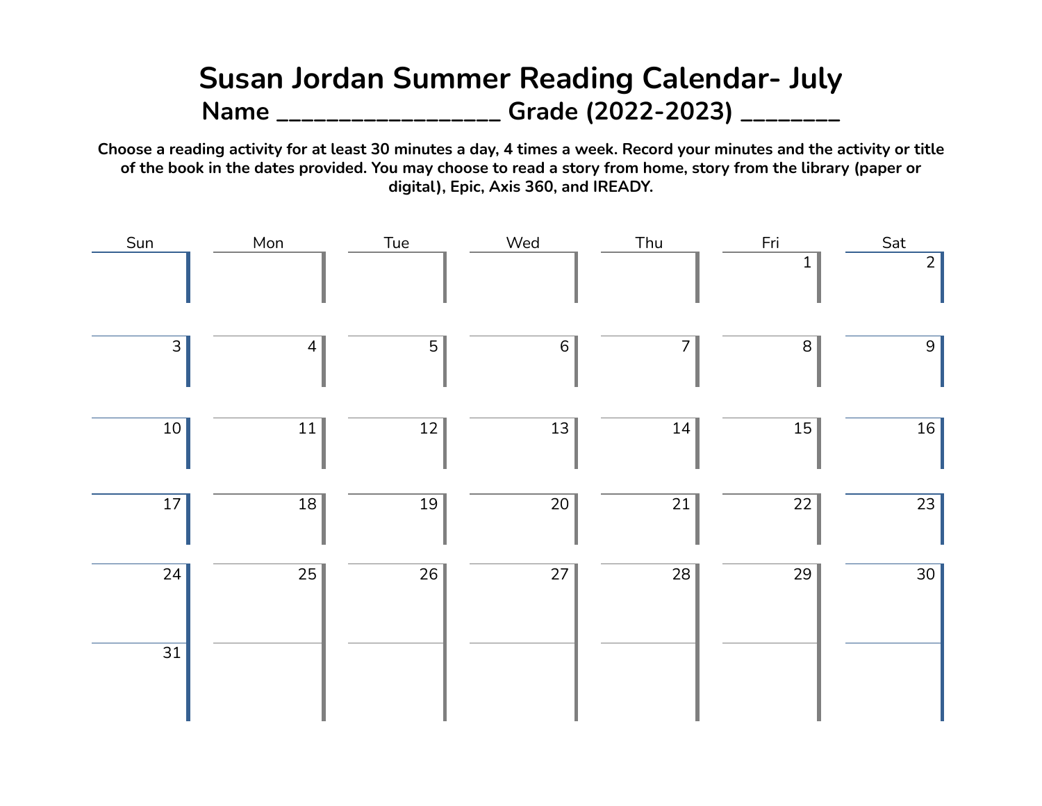# Susan Jordan Summer Reading Calendar- July

## Name ___________________ Grade (2022-2023) ________

**Choose a reading activity for at least 30 minutes a day, 4 times a week. Record your minutes and the activity or title of the book in the dates provided. You may choose to read a story from home, story from the library (paper or digital), Epic, Axis 360, and IREADY.**

| Sun | Mon | Tue | Wed | Thu | Fri | Sat |
|---|---|---|---|---|---|---|
| | | | | | 1 | 2 |
| 3 | 4 | 5 | 6 | 7 | 8 | 9 |
| 10 | 11 | 12 | 13 | 14 | 15 | 16 |
| 17 | 18 | 19 | 20 | 21 | 22 | 23 |
| 24 | 25 | 26 | 27 | 28 | 29 | 30 |
| 31 | | | | | | |